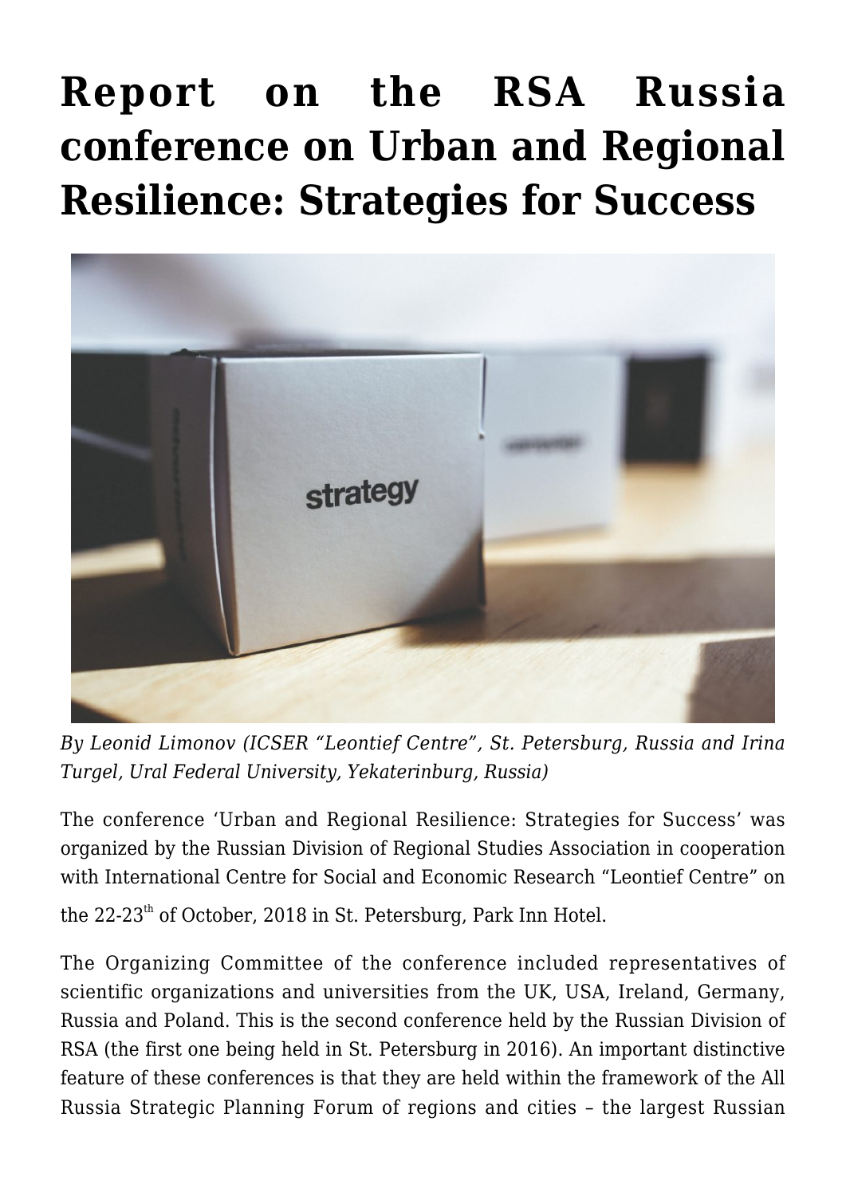# Report on the RSA Russia conference on Urban and Regional Resilience: Strategies for Success

*By Leonid Limonov (ICSER "Leontief Centre", St. Petersburg, Russia and Irina Turgel, Ural Federal University, Yekaterinburg, Russia)*

The conference 'Urban and Regional Resilience: Strategies for Success' was organized by the Russian Division of Regional Studies Association in cooperation with International Centre for Social and Economic Research "Leontief Centre" on the 22-23th of October, 2018 in St. Petersburg, Park Inn Hotel.

The Organizing Committee of the conference included representatives of scientific organizations and universities from the UK, USA, Ireland, Germany, Russia and Poland. This is the second conference held by the Russian Division of RSA (the first one being held in St. Petersburg in 2016). An important distinctive feature of these conferences is that they are held within the framework of the All Russia Strategic Planning Forum of regions and cities – the largest Russian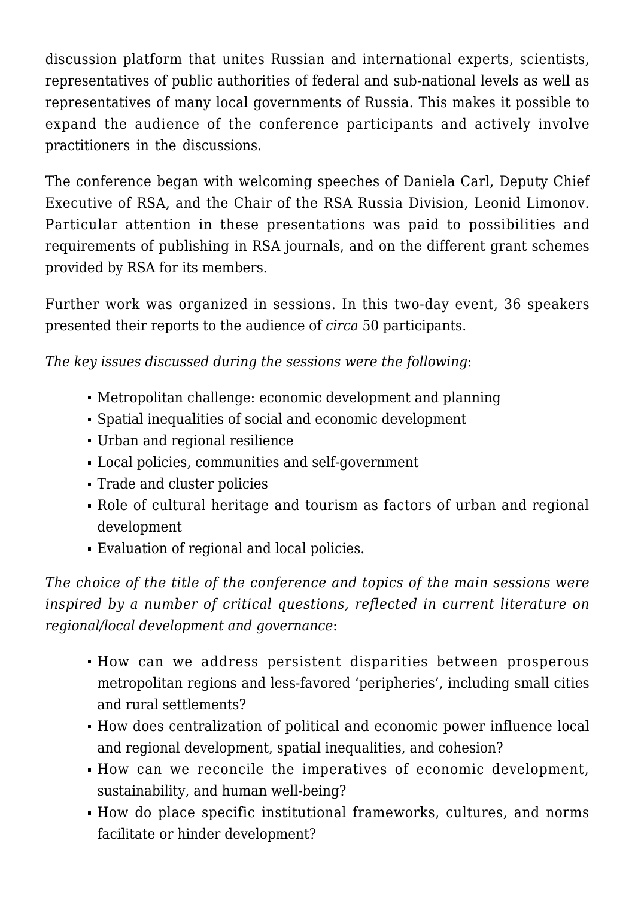discussion platform that unites Russian and international experts, scientists, representatives of public authorities of federal and sub-national levels as well as representatives of many local governments of Russia. This makes it possible to expand the audience of the conference participants and actively involve practitioners in the discussions.

The conference began with welcoming speeches of Daniela Carl, Deputy Chief Executive of RSA, and the Chair of the RSA Russia Division, Leonid Limonov. Particular attention in these presentations was paid to possibilities and requirements of publishing in RSA journals, and on the different grant schemes provided by RSA for its members.

Further work was organized in sessions. In this two-day event, 36 speakers presented their reports to the audience of *circa* 50 participants.

*The key issues discussed during the sessions were the following*:

- Metropolitan challenge: economic development and planning
- Spatial inequalities of social and economic development
- Urban and regional resilience
- Local policies, communities and self-government
- Trade and cluster policies
- Role of cultural heritage and tourism as factors of urban and regional development
- Evaluation of regional and local policies.

*The choice of the title of the conference and topics of the main sessions were inspired by a number of critical questions, reflected in current literature on regional/local development and governance*:

- How can we address persistent disparities between prosperous metropolitan regions and less-favored 'peripheries', including small cities and rural settlements?
- How does centralization of political and economic power influence local and regional development, spatial inequalities, and cohesion?
- How can we reconcile the imperatives of economic development, sustainability, and human well-being?
- How do place specific institutional frameworks, cultures, and norms facilitate or hinder development?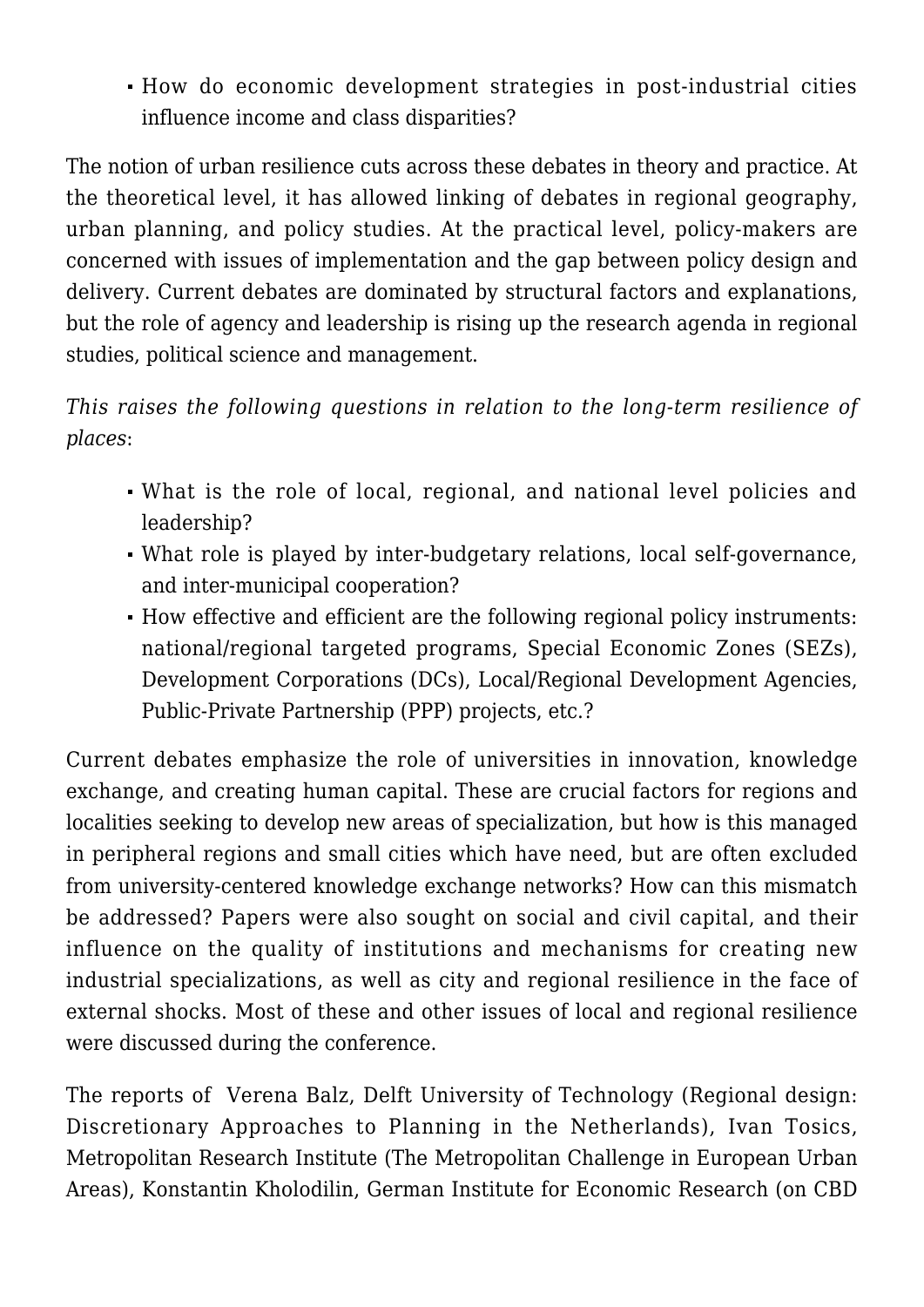- How do economic development strategies in post-industrial cities influence income and class disparities?

The notion of urban resilience cuts across these debates in theory and practice. At the theoretical level, it has allowed linking of debates in regional geography, urban planning, and policy studies. At the practical level, policy-makers are concerned with issues of implementation and the gap between policy design and delivery. Current debates are dominated by structural factors and explanations, but the role of agency and leadership is rising up the research agenda in regional studies, political science and management.

*This raises the following questions in relation to the long-term resilience of places*:

- What is the role of local, regional, and national level policies and leadership?
- What role is played by inter-budgetary relations, local self-governance, and inter-municipal cooperation?
- How effective and efficient are the following regional policy instruments: national/regional targeted programs, Special Economic Zones (SEZs), Development Corporations (DCs), Local/Regional Development Agencies, Public-Private Partnership (PPP) projects, etc.?

Current debates emphasize the role of universities in innovation, knowledge exchange, and creating human capital. These are crucial factors for regions and localities seeking to develop new areas of specialization, but how is this managed in peripheral regions and small cities which have need, but are often excluded from university-centered knowledge exchange networks? How can this mismatch be addressed? Papers were also sought on social and civil capital, and their influence on the quality of institutions and mechanisms for creating new industrial specializations, as well as city and regional resilience in the face of external shocks. Most of these and other issues of local and regional resilience were discussed during the conference.

The reports of Verena Balz, Delft University of Technology (Regional design: Discretionary Approaches to Planning in the Netherlands), Ivan Tosics, Metropolitan Research Institute (The Metropolitan Challenge in European Urban Areas), Konstantin Kholodilin, German Institute for Economic Research (on CBD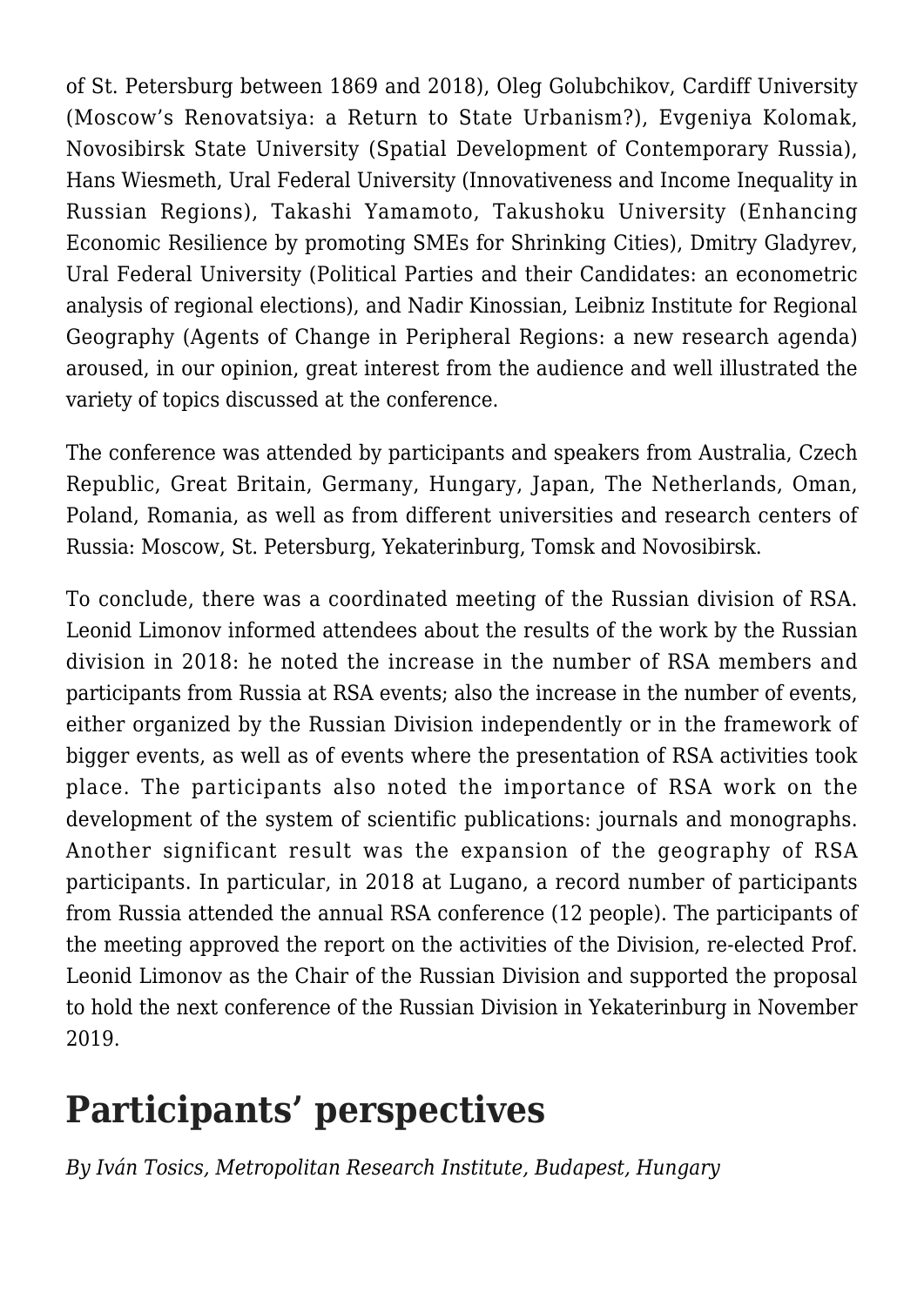of St. Petersburg between 1869 and 2018), Oleg Golubchikov, Cardiff University (Moscow's Renovatsiya: a Return to State Urbanism?), Evgeniya Kolomak, Novosibirsk State University (Spatial Development of Contemporary Russia), Hans Wiesmeth, Ural Federal University (Innovativeness and Income Inequality in Russian Regions), Takashi Yamamoto, Takushoku University (Enhancing Economic Resilience by promoting SMEs for Shrinking Cities), Dmitry Gladyrev, Ural Federal University (Political Parties and their Candidates: an econometric analysis of regional elections), and Nadir Kinossian, Leibniz Institute for Regional Geography (Agents of Change in Peripheral Regions: a new research agenda) aroused, in our opinion, great interest from the audience and well illustrated the variety of topics discussed at the conference.

The conference was attended by participants and speakers from Australia, Czech Republic, Great Britain, Germany, Hungary, Japan, The Netherlands, Oman, Poland, Romania, as well as from different universities and research centers of Russia: Moscow, St. Petersburg, Yekaterinburg, Tomsk and Novosibirsk.

To conclude, there was a coordinated meeting of the Russian division of RSA. Leonid Limonov informed attendees about the results of the work by the Russian division in 2018: he noted the increase in the number of RSA members and participants from Russia at RSA events; also the increase in the number of events, either organized by the Russian Division independently or in the framework of bigger events, as well as of events where the presentation of RSA activities took place. The participants also noted the importance of RSA work on the development of the system of scientific publications: journals and monographs. Another significant result was the expansion of the geography of RSA participants. In particular, in 2018 at Lugano, a record number of participants from Russia attended the annual RSA conference (12 people). The participants of the meeting approved the report on the activities of the Division, re-elected Prof. Leonid Limonov as the Chair of the Russian Division and supported the proposal to hold the next conference of the Russian Division in Yekaterinburg in November 2019.

## Participants' perspectives

*By Iván Tosics, Metropolitan Research Institute, Budapest, Hungary*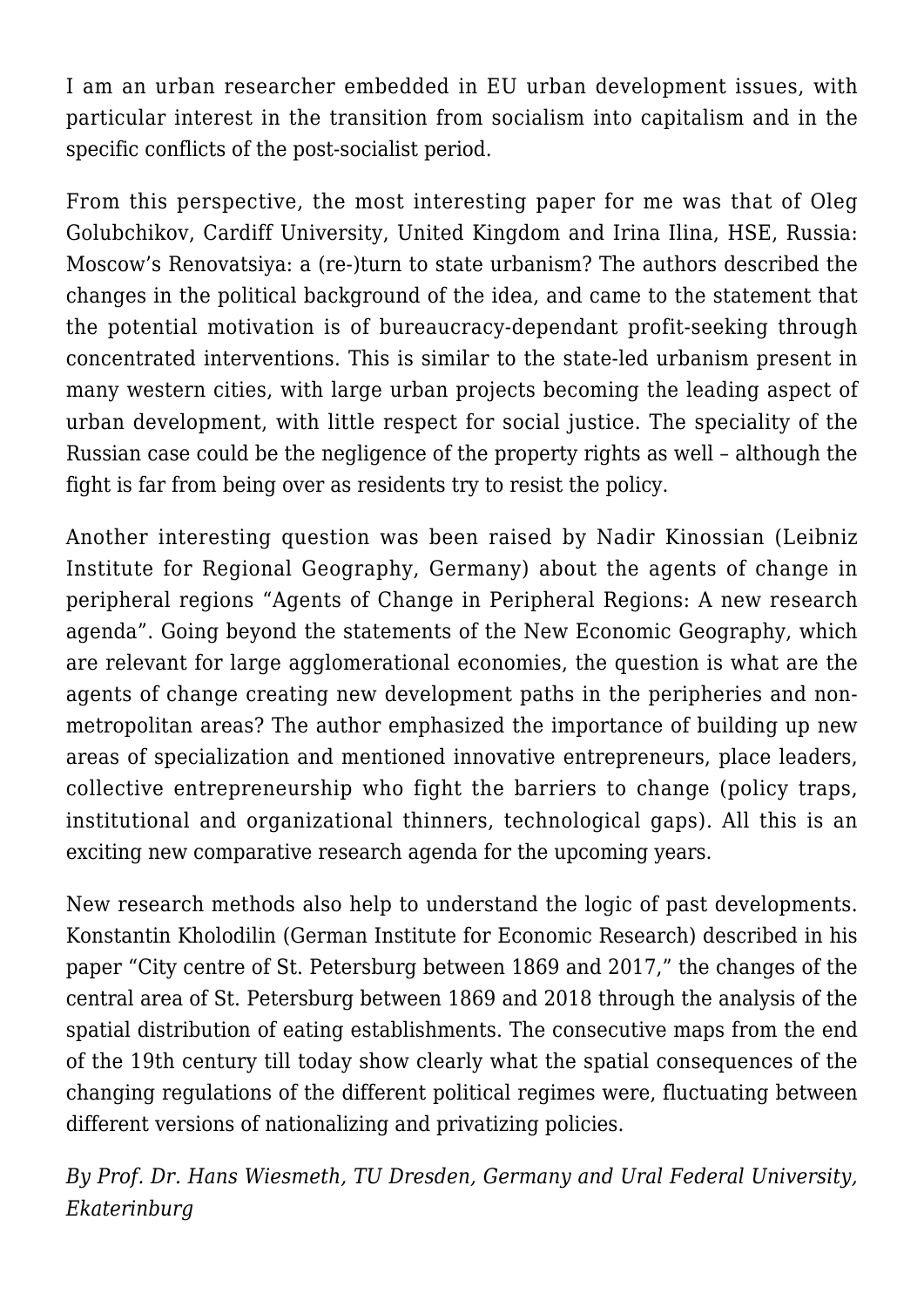I am an urban researcher embedded in EU urban development issues, with particular interest in the transition from socialism into capitalism and in the specific conflicts of the post-socialist period.

From this perspective, the most interesting paper for me was that of Oleg Golubchikov, Cardiff University, United Kingdom and Irina Ilina, HSE, Russia: Moscow's Renovatsiya: a (re-)turn to state urbanism? The authors described the changes in the political background of the idea, and came to the statement that the potential motivation is of bureaucracy-dependant profit-seeking through concentrated interventions. This is similar to the state-led urbanism present in many western cities, with large urban projects becoming the leading aspect of urban development, with little respect for social justice. The speciality of the Russian case could be the negligence of the property rights as well – although the fight is far from being over as residents try to resist the policy.

Another interesting question was been raised by Nadir Kinossian (Leibniz Institute for Regional Geography, Germany) about the agents of change in peripheral regions "Agents of Change in Peripheral Regions: A new research agenda". Going beyond the statements of the New Economic Geography, which are relevant for large agglomerational economies, the question is what are the agents of change creating new development paths in the peripheries and non-metropolitan areas? The author emphasized the importance of building up new areas of specialization and mentioned innovative entrepreneurs, place leaders, collective entrepreneurship who fight the barriers to change (policy traps, institutional and organizational thinners, technological gaps). All this is an exciting new comparative research agenda for the upcoming years.

New research methods also help to understand the logic of past developments. Konstantin Kholodilin (German Institute for Economic Research) described in his paper "City centre of St. Petersburg between 1869 and 2017," the changes of the central area of St. Petersburg between 1869 and 2018 through the analysis of the spatial distribution of eating establishments. The consecutive maps from the end of the 19th century till today show clearly what the spatial consequences of the changing regulations of the different political regimes were, fluctuating between different versions of nationalizing and privatizing policies.

*By Prof. Dr. Hans Wiesmeth, TU Dresden, Germany and Ural Federal University, Ekaterinburg*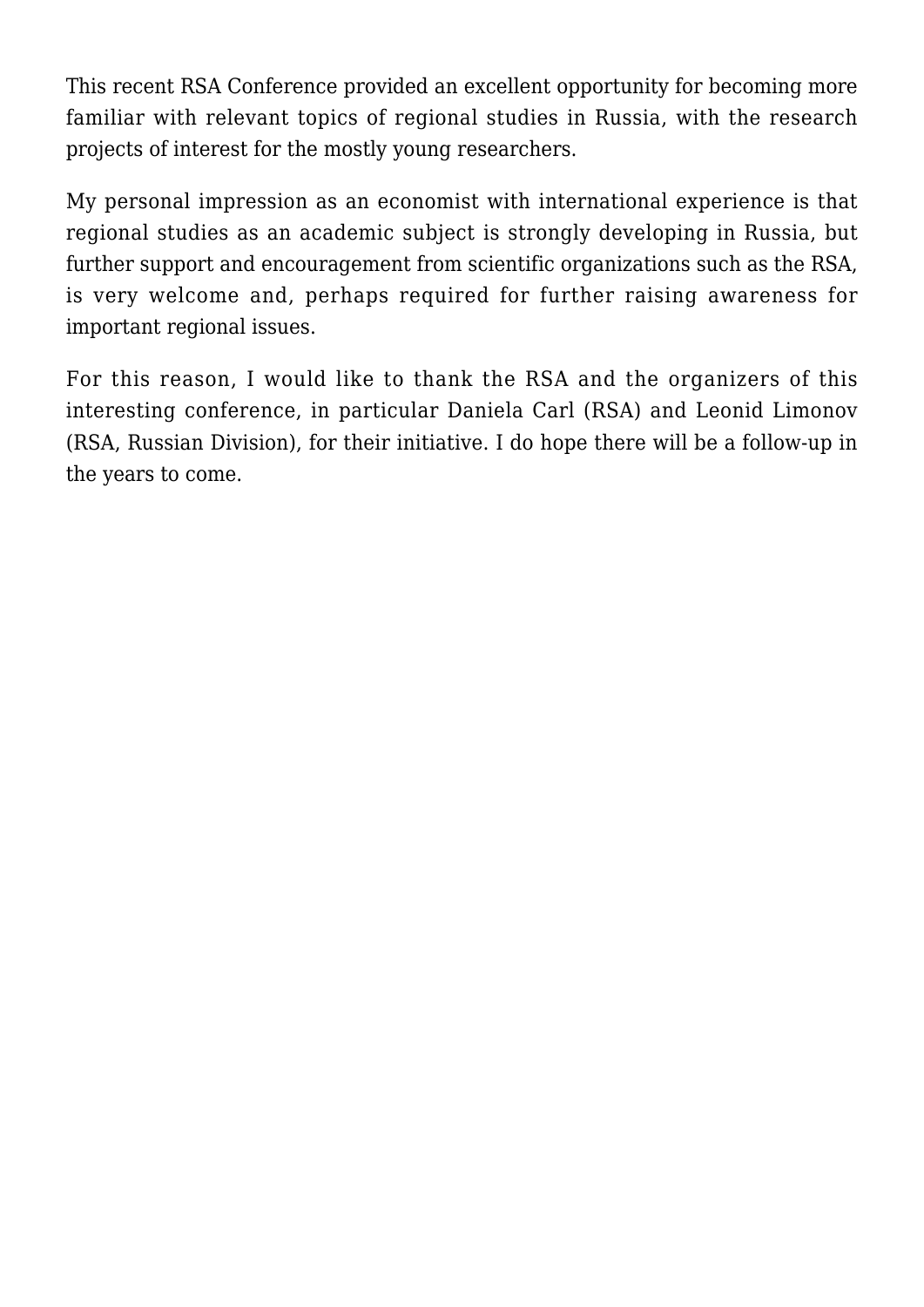This recent RSA Conference provided an excellent opportunity for becoming more familiar with relevant topics of regional studies in Russia, with the research projects of interest for the mostly young researchers.

My personal impression as an economist with international experience is that regional studies as an academic subject is strongly developing in Russia, but further support and encouragement from scientific organizations such as the RSA, is very welcome and, perhaps required for further raising awareness for important regional issues.

For this reason, I would like to thank the RSA and the organizers of this interesting conference, in particular Daniela Carl (RSA) and Leonid Limonov (RSA, Russian Division), for their initiative. I do hope there will be a follow-up in the years to come.